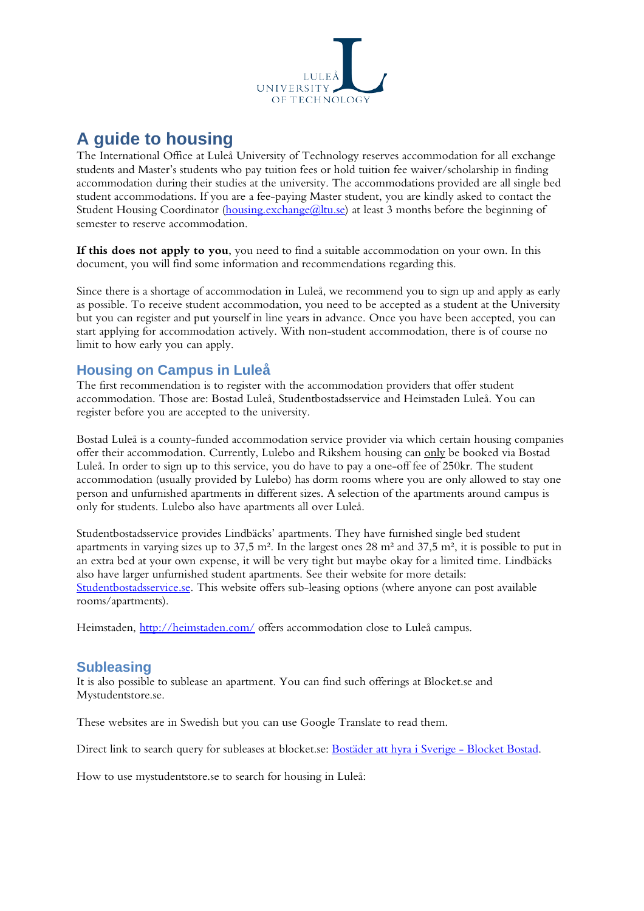# A guide to housing

The International Office at Luleå University of Technology reserves accommodation for all exchange students and Master's students who pay tuition fees or hold tuition fee waiver/scholarship in finding accommodation during their studies at the university. The accommodations provided are all single bed student accommodations. If you are a fee-paying Master student, you are kindly asked to contact the Student Housing Coordinator ([housing.exchange@ltu.se](mailto:housing.exchange@ltu.se)) at least 3 months before the beginning of semester to reserve accommodation.

**If this does not apply to you**, you need to find a suitable accommodation on your own. In this document, you will find some information and recommendations regarding this.

Since there is a shortage of accommodation in Luleå, we recommend you to sign up and apply as early as possible. To receive student accommodation, you need to be accepted as a student at the University but you can register and put yourself in line years in advance. Once you have been accepted, you can start applying for accommodation actively. With non-student accommodation, there is of course no limit to how early you can apply.

## Housing on Campus in Luleå

The first recommendation is to register with the accommodation providers that offer student accommodation. Those are: Bostad Luleå, Studentbostadsservice and Heimstaden Luleå. You can register before you are accepted to the university.

Bostad Luleå is a county-funded accommodation service provider via which certain housing companies offer their accommodation. Currently, Lulebo and Rikshem housing can only be booked via Bostad Luleå. In order to sign up to this service, you do have to pay a one-off fee of 250kr. The student accommodation (usually provided by Lulebo) has dorm rooms where you are only allowed to stay one person and unfurnished apartments in different sizes. A selection of the apartments around campus is only for students. Lulebo also have apartments all over Luleå.

Studentbostadsservice provides Lindbäcks' apartments. They have furnished single bed student apartments in varying sizes up to 37,5 m². In the largest ones 28 m² and 37,5 m², it is possible to put in an extra bed at your own expense, it will be very tight but maybe okay for a limited time. Lindbäcks also have larger unfurnished student apartments. See their website for more details: [Studentbostadsservice.se](Studentbostadsservice.se). This website offers sub-leasing options (where anyone can post available rooms/apartments).

Heimstaden, [http://heimstaden.com/](http://heimstaden.com/) offers accommodation close to Luleå campus.

## Subleasing

It is also possible to sublease an apartment. You can find such offerings at Blocket.se and Mystudentstore.se.

These websites are in Swedish but you can use Google Translate to read them.

Direct link to search query for subleases at blocket.se: [Bostäder att hyra i Sverige - Blocket Bostad]().

How to use mystudentstore.se to search for housing in Luleå: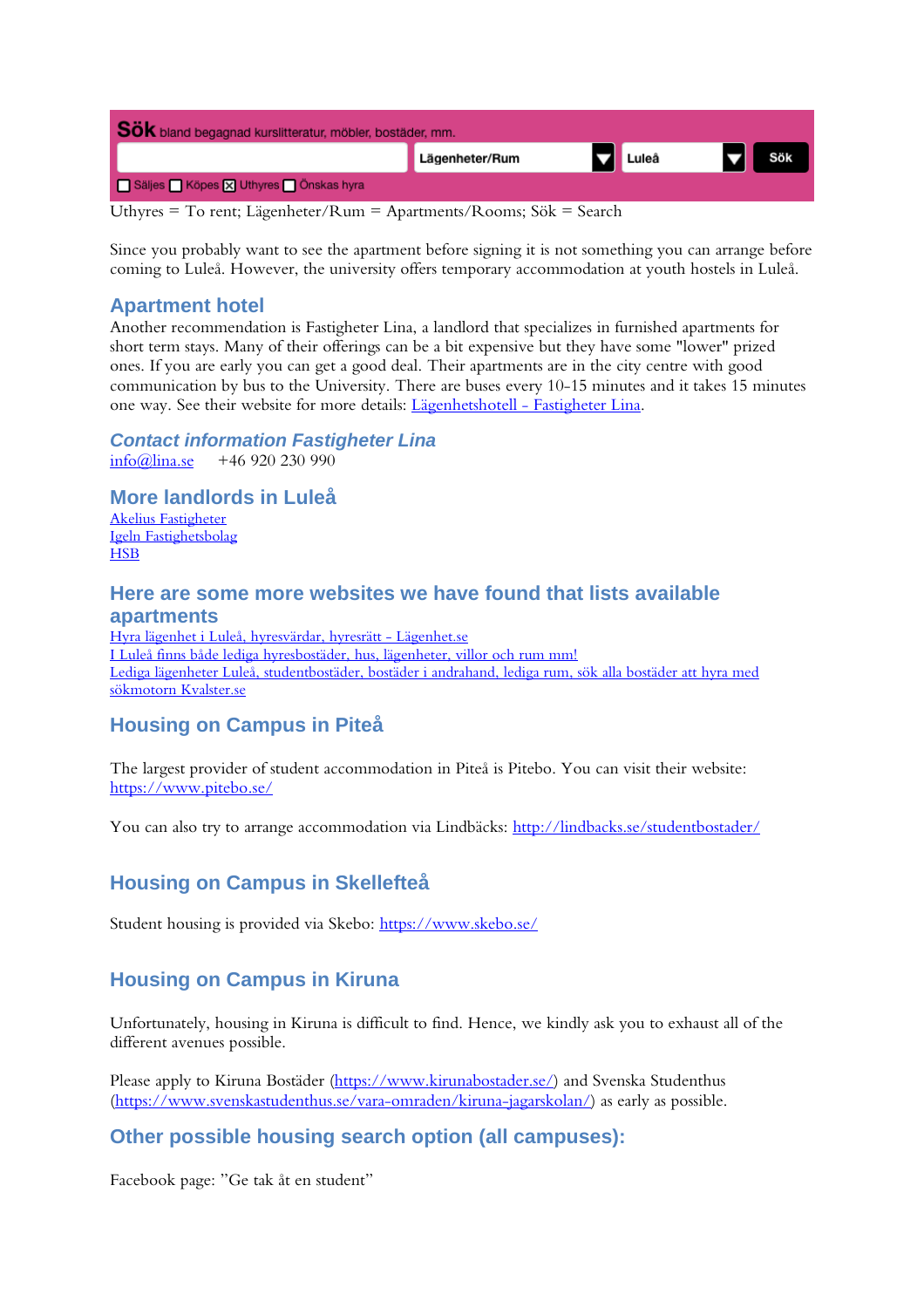**Sök** bland begagnad kurslitteratur, möbler, bostäder, mm.

Lägenheter/Rum | Luleå | Sök

☐ Säljes ☐ Köpes ☒ Uthyres ☐ Önskas hyra

Uthyres = To rent; Lägenheter/Rum = Apartments/Rooms; Sök = Search

Since you probably want to see the apartment before signing it is not something you can arrange before coming to Luleå. However, the university offers temporary accommodation at youth hostels in Luleå.

## Apartment hotel

Another recommendation is Fastigheter Lina, a landlord that specializes in furnished apartments for short term stays. Many of their offerings can be a bit expensive but they have some "lower" prized ones. If you are early you can get a good deal. Their apartments are in the city centre with good communication by bus to the University. There are buses every 10-15 minutes and it takes 15 minutes one way. See their website for more details: Lägenhetshotell - Fastigheter Lina.

### *Contact information Fastigheter Lina*

info@lina.se     +46 920 230 990

## More landlords in Luleå

Akelius Fastigheter
Igeln Fastighetsbolag
HSB

## Here are some more websites we have found that lists available apartments

Hyra lägenhet i Luleå, hyresvärdar, hyresrätt - Lägenhet.se
I Luleå finns både lediga hyresbostäder, hus, lägenheter, villor och rum mm!
Lediga lägenheter Luleå, studentbostäder, bostäder i andrahand, lediga rum, sök alla bostäder att hyra med sökmotorn Kvalster.se

## Housing on Campus in Piteå

The largest provider of student accommodation in Piteå is Pitebo. You can visit their website: https://www.pitebo.se/

You can also try to arrange accommodation via Lindbäcks: http://lindbacks.se/studentbostader/

## Housing on Campus in Skellefteå

Student housing is provided via Skebo: https://www.skebo.se/

## Housing on Campus in Kiruna

Unfortunately, housing in Kiruna is difficult to find. Hence, we kindly ask you to exhaust all of the different avenues possible.

Please apply to Kiruna Bostäder (https://www.kirunabostader.se/) and Svenska Studenthus (https://www.svenskastudenthus.se/vara-omraden/kiruna-jagarskolan/) as early as possible.

## Other possible housing search option (all campuses):

Facebook page: ”Ge tak åt en student”